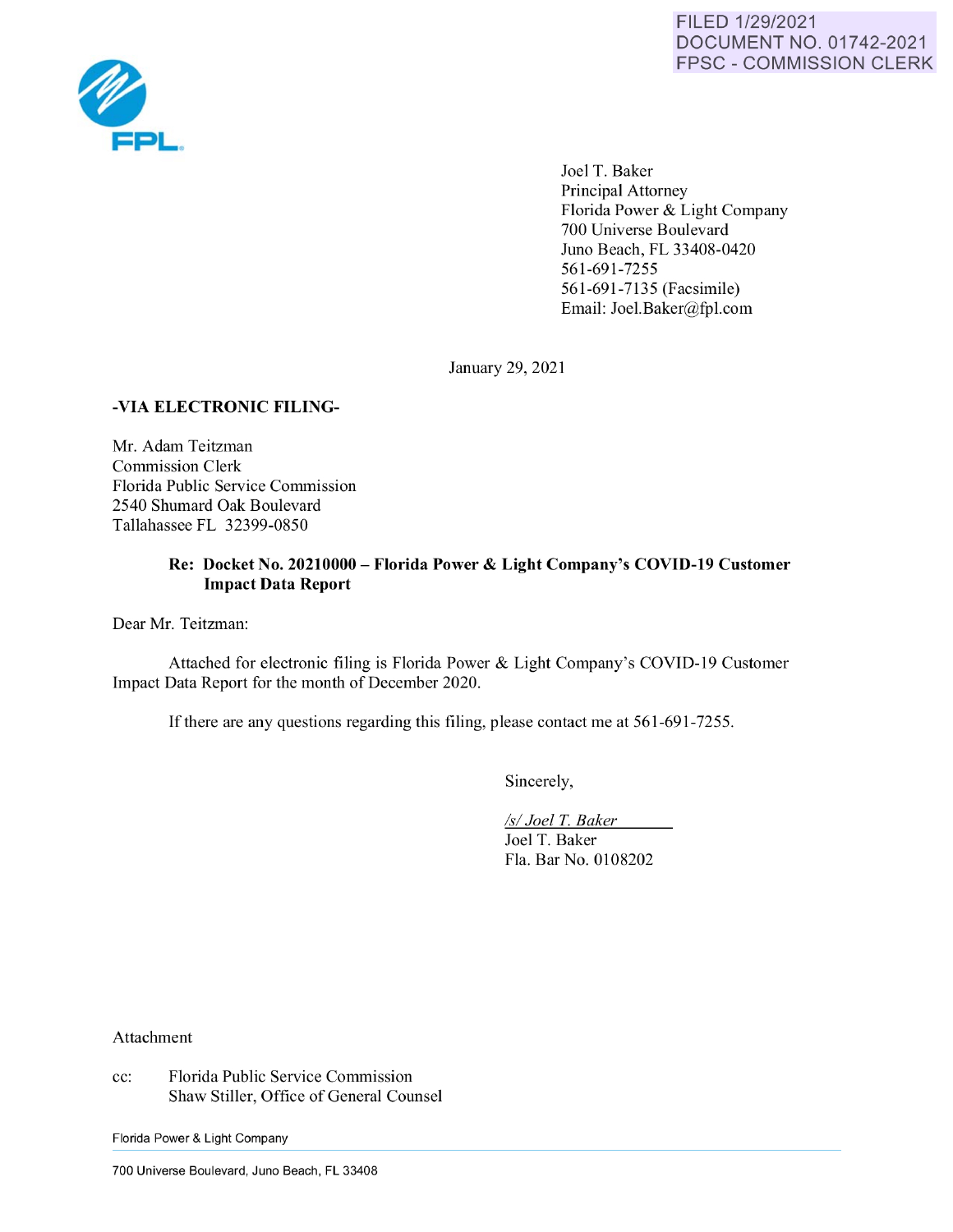FILED 1/29/2021
DOCUMENT NO. 01742-2021
FPSC - COMMISSION CLERK

FPL

Joel T. Baker
Principal Attorney
Florida Power & Light Company
700 Universe Boulevard
Juno Beach, FL 33408-0420
561-691-7255
561-691-7135 (Facsimile)
Email: Joel.Baker@fpl.com

January 29, 2021

**-VIA ELECTRONIC FILING-**

Mr. Adam Teitzman
Commission Clerk
Florida Public Service Commission
2540 Shumard Oak Boulevard
Tallahassee FL 32399-0850

**Re: Docket No. 20210000 – Florida Power & Light Company's COVID-19 Customer Impact Data Report**

Dear Mr. Teitzman:

Attached for electronic filing is Florida Power & Light Company's COVID-19 Customer Impact Data Report for the month of December 2020.

If there are any questions regarding this filing, please contact me at 561-691-7255.

Sincerely,

*/s/ Joel T. Baker*
Joel T. Baker
Fla. Bar No. 0108202

Attachment

cc: Florida Public Service Commission
Shaw Stiller, Office of General Counsel

Florida Power & Light Company

700 Universe Boulevard, Juno Beach, FL 33408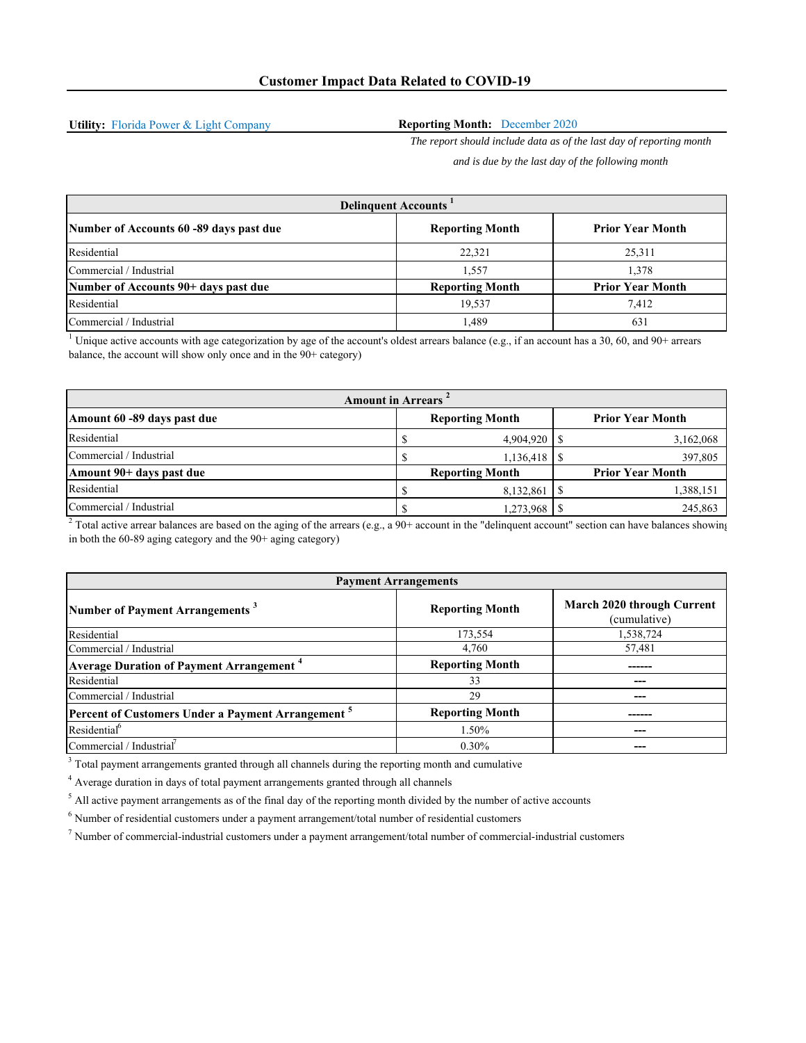## Customer Impact Data Related to COVID-19

**Utility:** Florida Power & Light Company

**Reporting Month:** December 2020

*The report should include data as of the last day of reporting month and is due by the last day of the following month*

| Delinquent Accounts [1] | | |
|---|---|---|
| **Number of Accounts 60 -89 days past due** | **Reporting Month** | **Prior Year Month** |
| Residential | 22,321 | 25,311 |
| Commercial / Industrial | 1,557 | 1,378 |
| **Number of Accounts 90+ days past due** | **Reporting Month** | **Prior Year Month** |
| Residential | 19,537 | 7,412 |
| Commercial / Industrial | 1,489 | 631 |

[1] Unique active accounts with age categorization by age of the account's oldest arrears balance (e.g., if an account has a 30, 60, and 90+ arrears balance, the account will show only once and in the 90+ category)

| Amount in Arrears [2] | | |
|---|---|---|
| **Amount 60 -89 days past due** | **Reporting Month** | **Prior Year Month** |
| Residential | $ 4,904,920 | $ 3,162,068 |
| Commercial / Industrial | $ 1,136,418 | $ 397,805 |
| **Amount 90+ days past due** | **Reporting Month** | **Prior Year Month** |
| Residential | $ 8,132,861 | $ 1,388,151 |
| Commercial / Industrial | $ 1,273,968 | $ 245,863 |

[2] Total active arrear balances are based on the aging of the arrears (e.g., a 90+ account in the "delinquent account" section can have balances showing in both the 60-89 aging category and the 90+ aging category)

| Payment Arrangements | | |
|---|---|---|
| **Number of Payment Arrangements [3]** | **Reporting Month** | **March 2020 through Current** (cumulative) |
| Residential | 173,554 | 1,538,724 |
| Commercial / Industrial | 4,760 | 57,481 |
| **Average Duration of Payment Arrangement [4]** | **Reporting Month** | ------ |
| Residential | 33 | --- |
| Commercial / Industrial | 29 | --- |
| **Percent of Customers Under a Payment Arrangement [5]** | **Reporting Month** | ------ |
| Residential[6] | 1.50% | --- |
| Commercial / Industrial[7] | 0.30% | --- |

[3] Total payment arrangements granted through all channels during the reporting month and cumulative

[4] Average duration in days of total payment arrangements granted through all channels

[5] All active payment arrangements as of the final day of the reporting month divided by the number of active accounts

[6] Number of residential customers under a payment arrangement/total number of residential customers

[7] Number of commercial-industrial customers under a payment arrangement/total number of commercial-industrial customers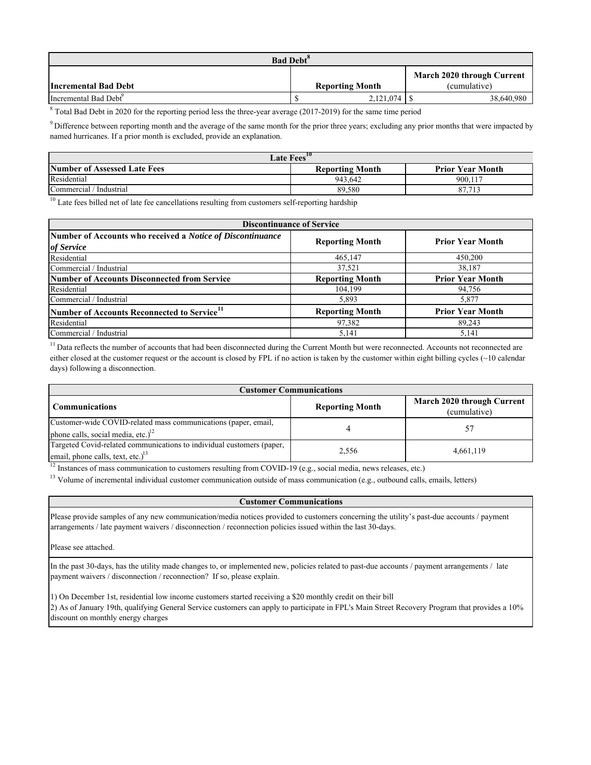| Bad Debt[8] | | |
|---|---|---|
| **Incremental Bad Debt** | **Reporting Month** | **March 2020 through Current** (cumulative) |
| Incremental Bad Debt[9] | $ 2,121,074 | $ 38,640,980 |

[8] Total Bad Debt in 2020 for the reporting period less the three-year average (2017-2019) for the same time period

[9] Difference between reporting month and the average of the same month for the prior three years; excluding any prior months that were impacted by named hurricanes. If a prior month is excluded, provide an explanation.

| Late Fees[10] | | |
|---|---|---|
| **Number of Assessed Late Fees** | **Reporting Month** | **Prior Year Month** |
| Residential | 943,642 | 900,117 |
| Commercial / Industrial | 89,580 | 87,713 |

[10] Late fees billed net of late fee cancellations resulting from customers self-reporting hardship

| Discontinuance of Service | | |
|---|---|---|
| **Number of Accounts who received a *Notice of Discontinuance of Service*** | **Reporting Month** | **Prior Year Month** |
| Residential | 465,147 | 450,200 |
| Commercial / Industrial | 37,521 | 38,187 |
| **Number of Accounts Disconnected from Service** | **Reporting Month** | **Prior Year Month** |
| Residential | 104,199 | 94,756 |
| Commercial / Industrial | 5,893 | 5,877 |
| **Number of Accounts Reconnected to Service[11]** | **Reporting Month** | **Prior Year Month** |
| Residential | 97,382 | 89,243 |
| Commercial / Industrial | 5,141 | 5,141 |

[11] Data reflects the number of accounts that had been disconnected during the Current Month but were reconnected. Accounts not reconnected are either closed at the customer request or the account is closed by FPL if no action is taken by the customer within eight billing cycles (~10 calendar days) following a disconnection.

| Customer Communications | | |
|---|---|---|
| **Communications** | **Reporting Month** | **March 2020 through Current** (cumulative) |
| Customer-wide COVID-related mass communications (paper, email, phone calls, social media, etc.)[12] | 4 | 57 |
| Targeted Covid-related communications to individual customers (paper, email, phone calls, text, etc.)[13] | 2,556 | 4,661,119 |

[12] Instances of mass communication to customers resulting from COVID-19 (e.g., social media, news releases, etc.)

[13] Volume of incremental individual customer communication outside of mass communication (e.g., outbound calls, emails, letters)

| Customer Communications |
|---|
| Please provide samples of any new communication/media notices provided to customers concerning the utility's past-due accounts / payment arrangements / late payment waivers / disconnection / reconnection policies issued within the last 30-days.<br><br>Please see attached. |
| In the past 30-days, has the utility made changes to, or implemented new, policies related to past-due accounts / payment arrangements / late payment waivers / disconnection / reconnection? If so, please explain.<br><br>1) On December 1st, residential low income customers started receiving a $20 monthly credit on their bill<br>2) As of January 19th, qualifying General Service customers can apply to participate in FPL's Main Street Recovery Program that provides a 10% discount on monthly energy charges |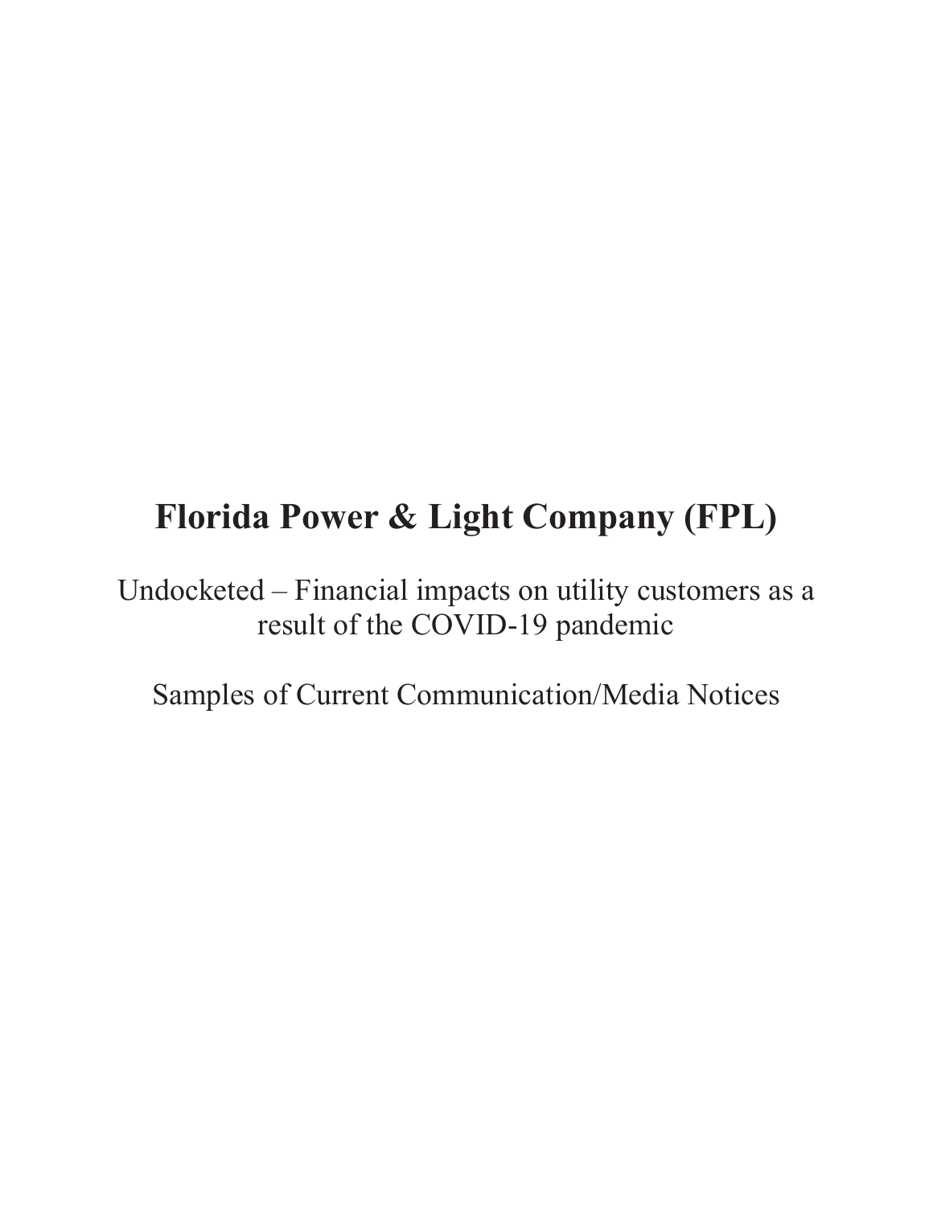# Florida Power & Light Company (FPL)

Undocketed – Financial impacts on utility customers as a result of the COVID-19 pandemic

Samples of Current Communication/Media Notices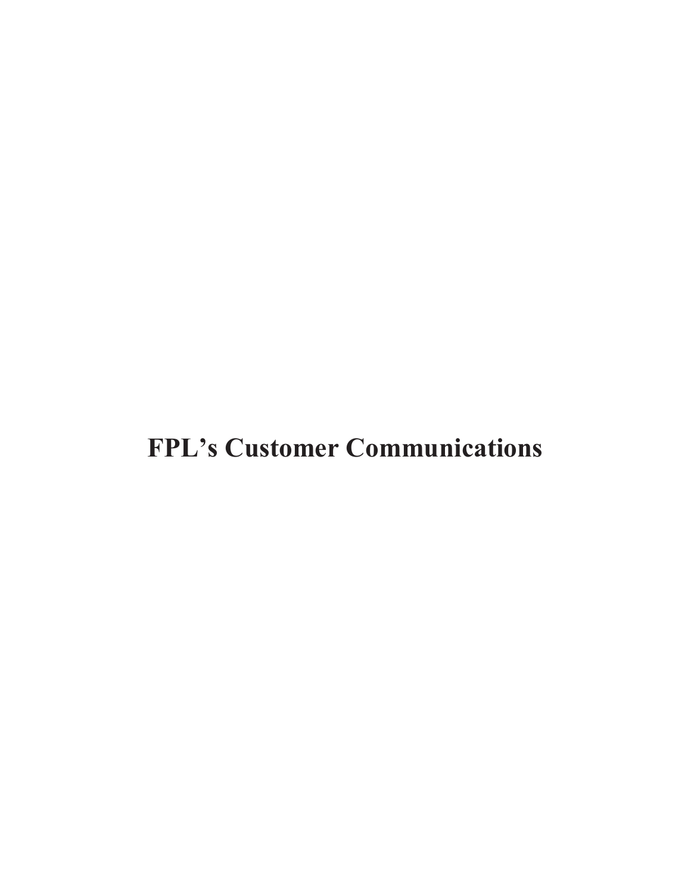# FPL's Customer Communications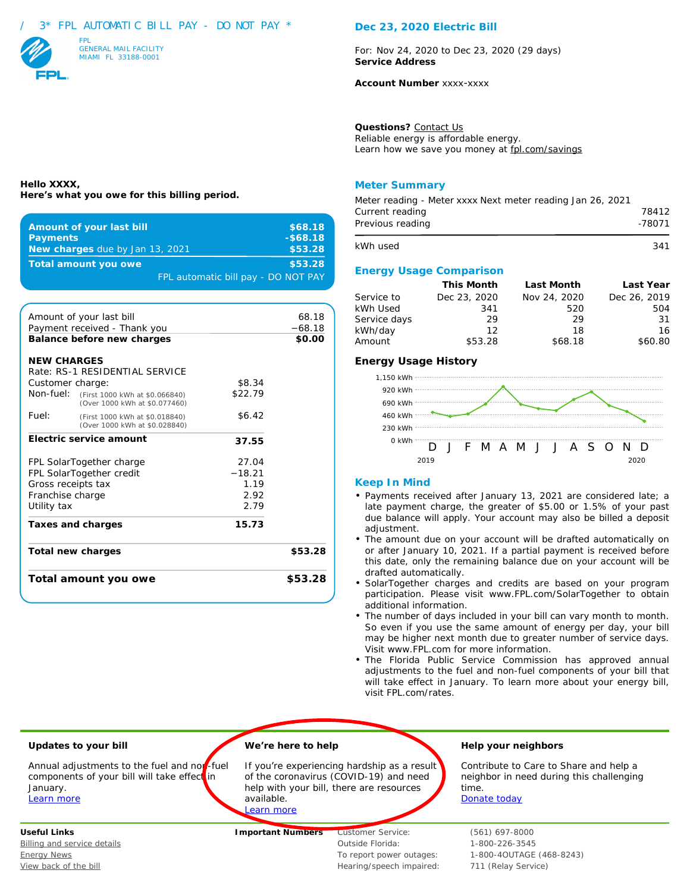/ 3* FPL AUTOMATIC BILL PAY - DO NOT PAY *

FPL
GENERAL MAIL FACILITY
MIAMI FL 33188-0001

## Dec 23, 2020 Electric Bill

For: Nov 24, 2020 to Dec 23, 2020 (29 days)
**Service Address**

**Account Number** xxxx-xxxx

**Questions?** Contact Us
Reliable energy is affordable energy.
Learn how we save you money at fpl.com/savings

**Hello XXXX,**
**Here's what you owe for this billing period.**

| | |
|---|---|
| **Amount of your last bill** | **$68.18** |
| **Payments** | **-$68.18** |
| **New charges** due by Jan 13, 2021 | **$53.28** |
| **Total amount you owe** | **$53.28** |

FPL automatic bill pay - DO NOT PAY

| | | |
|---|---|---|
| Amount of your last bill | | 68.18 |
| Payment received - Thank you | | −68.18 |
| **Balance before new charges** | | **$0.00** |
| **NEW CHARGES** | | |
| Rate: RS-1 RESIDENTIAL SERVICE | | |
| Customer charge: | $8.34 | |
| Non-fuel: (First 1000 kWh at $0.066840) (Over 1000 kWh at $0.077460) | $22.79 | |
| Fuel: (First 1000 kWh at $0.018840) (Over 1000 kWh at $0.028840) | $6.42 | |
| **Electric service amount** | **37.55** | |
| FPL SolarTogether charge | 27.04 | |
| FPL SolarTogether credit | −18.21 | |
| Gross receipts tax | 1.19 | |
| Franchise charge | 2.92 | |
| Utility tax | 2.79 | |
| **Taxes and charges** | **15.73** | |
| **Total new charges** | | **$53.28** |
| **Total amount you owe** | | **$53.28** |

## Meter Summary

Meter reading - Meter xxxx Next meter reading Jan 26, 2021

| | |
|---|---|
| Current reading | 78412 |
| Previous reading | -78071 |
| kWh used | 341 |

## Energy Usage Comparison

| | This Month | Last Month | Last Year |
|---|---|---|---|
| Service to | Dec 23, 2020 | Nov 24, 2020 | Dec 26, 2019 |
| kWh Used | 341 | 520 | 504 |
| Service days | 29 | 29 | 31 |
| kWh/day | 12 | 18 | 16 |
| Amount | $53.28 | $68.18 | $60.80 |

## Energy Usage History

## Keep In Mind

- Payments received after January 13, 2021 are considered late; a late payment charge, the greater of $5.00 or 1.5% of your past due balance will apply. Your account may also be billed a deposit adjustment.
- The amount due on your account will be drafted automatically on or after January 10, 2021. If a partial payment is received before this date, only the remaining balance due on your account will be drafted automatically.
- SolarTogether charges and credits are based on your program participation. Please visit www.FPL.com/SolarTogether to obtain additional information.
- The number of days included in your bill can vary month to month. So even if you use the same amount of energy per day, your bill may be higher next month due to greater number of service days. Visit www.FPL.com for more information.
- The Florida Public Service Commission has approved annual adjustments to the fuel and non-fuel components of your bill that will take effect in January. To learn more about your energy bill, visit FPL.com/rates.

### Updates to your bill

Annual adjustments to the fuel and non-fuel components of your bill will take effect in January.
Learn more

### We're here to help

If you're experiencing hardship as a result of the coronavirus (COVID-19) and need help with your bill, there are resources available.
Learn more

### Help your neighbors

Contribute to Care to Share and help a neighbor in need during this challenging time.
Donate today

**Useful Links**
Billing and service details
Energy News
View back of the bill

**Important Numbers**

| | |
|---|---|
| Customer Service: | (561) 697-8000 |
| Outside Florida: | 1-800-226-3545 |
| To report power outages: | 1-800-4OUTAGE (468-8243) |
| Hearing/speech impaired: | 711 (Relay Service) |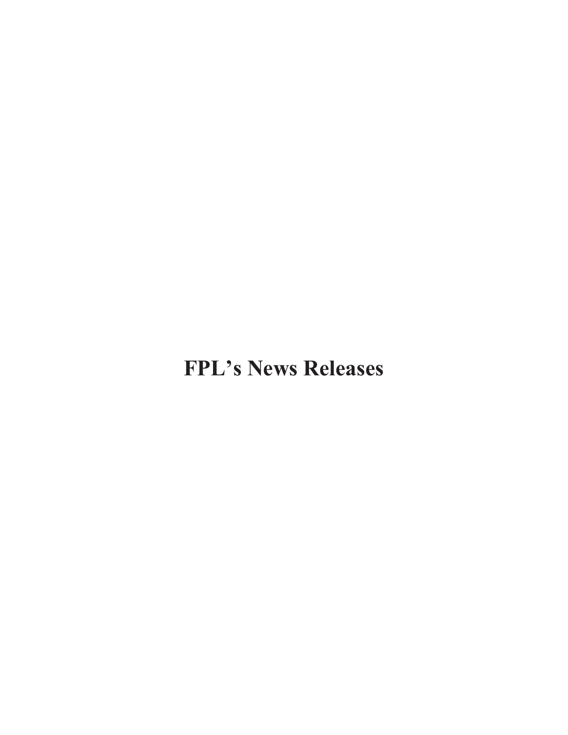# FPL's News Releases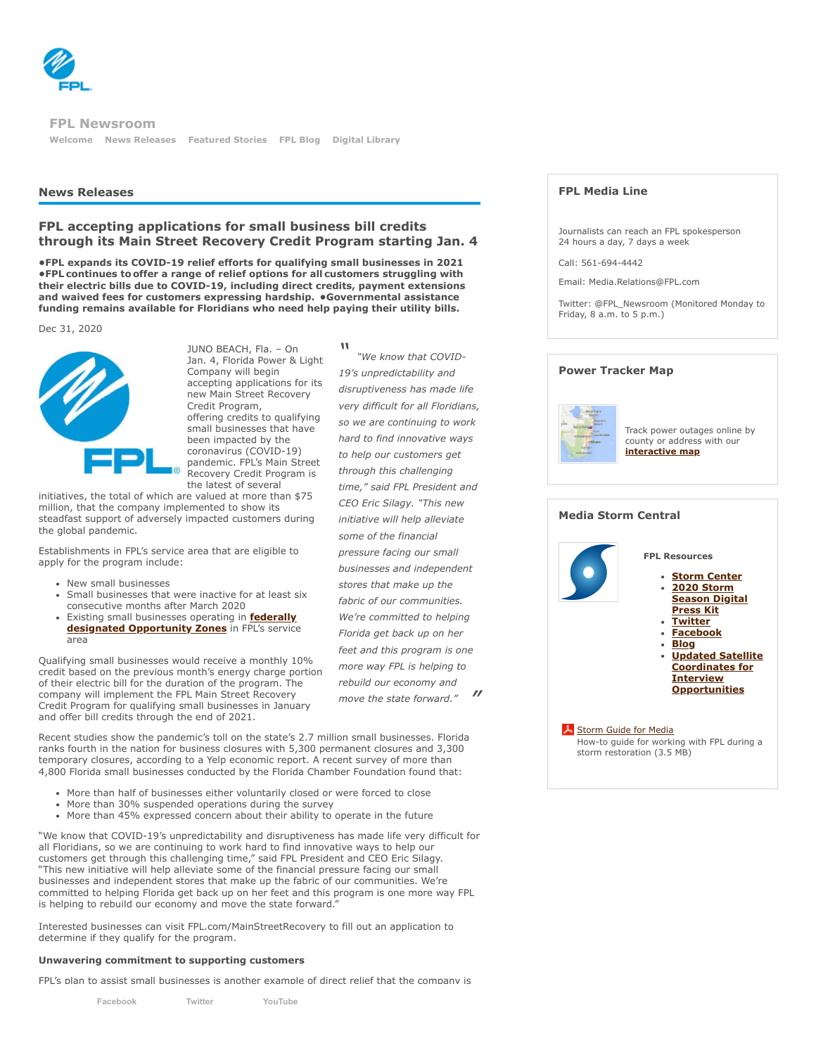FPL Newsroom

Welcome | News Releases | Featured Stories | FPL Blog | Digital Library

## News Releases

## FPL accepting applications for small business bill credits through its Main Street Recovery Credit Program starting Jan. 4

**•FPL expands its COVID-19 relief efforts for qualifying small businesses in 2021 •FPL continues to offer a range of relief options for all customers struggling with their electric bills due to COVID-19, including direct credits, payment extensions and waived fees for customers expressing hardship. •Governmental assistance funding remains available for Floridians who need help paying their utility bills.**

Dec 31, 2020

JUNO BEACH, Fla. – On Jan. 4, Florida Power & Light Company will begin accepting applications for its new Main Street Recovery Credit Program, offering credits to qualifying small businesses that have been impacted by the coronavirus (COVID-19) pandemic. FPL's Main Street Recovery Credit Program is the latest of several initiatives, the total of which are valued at more than $75 million, that the company implemented to show its steadfast support of adversely impacted customers during the global pandemic.

> *"We know that COVID-19's unpredictability and disruptiveness has made life very difficult for all Floridians, so we are continuing to work hard to find innovative ways to help our customers get through this challenging time," said FPL President and CEO Eric Silagy. "This new initiative will help alleviate some of the financial pressure facing our small businesses and independent stores that make up the fabric of our communities. We're committed to helping Florida get back up on her feet and this program is one more way FPL is helping to rebuild our economy and move the state forward."*

Establishments in FPL's service area that are eligible to apply for the program include:

- New small businesses
- Small businesses that were inactive for at least six consecutive months after March 2020
- Existing small businesses operating in **federally designated Opportunity Zones** in FPL's service area

Qualifying small businesses would receive a monthly 10% credit based on the previous month's energy charge portion of their electric bill for the duration of the program. The company will implement the FPL Main Street Recovery Credit Program for qualifying small businesses in January and offer bill credits through the end of 2021.

Recent studies show the pandemic's toll on the state's 2.7 million small businesses. Florida ranks fourth in the nation for business closures with 5,300 permanent closures and 3,300 temporary closures, according to a Yelp economic report. A recent survey of more than 4,800 Florida small businesses conducted by the Florida Chamber Foundation found that:

- More than half of businesses either voluntarily closed or were forced to close
- More than 30% suspended operations during the survey
- More than 45% expressed concern about their ability to operate in the future

"We know that COVID-19's unpredictability and disruptiveness has made life very difficult for all Floridians, so we are continuing to work hard to find innovative ways to help our customers get through this challenging time," said FPL President and CEO Eric Silagy. "This new initiative will help alleviate some of the financial pressure facing our small businesses and independent stores that make up the fabric of our communities. We're committed to helping Florida get back up on her feet and this program is one more way FPL is helping to rebuild our economy and move the state forward."

Interested businesses can visit FPL.com/MainStreetRecovery to fill out an application to determine if they qualify for the program.

**Unwavering commitment to supporting customers**

FPL's plan to assist small businesses is another example of direct relief that the company is

### FPL Media Line

Journalists can reach an FPL spokesperson 24 hours a day, 7 days a week

Call: 561-694-4442

Email: Media.Relations@FPL.com

Twitter: @FPL_Newsroom (Monitored Monday to Friday, 8 a.m. to 5 p.m.)

### Power Tracker Map

Track power outages online by county or address with our **interactive map**

### Media Storm Central

**FPL Resources**

- **Storm Center**
- **2020 Storm Season Digital Press Kit**
- **Twitter**
- **Facebook**
- **Blog**
- **Updated Satellite Coordinates for Interview Opportunities**

Storm Guide for Media
How-to guide for working with FPL during a storm restoration (3.5 MB)

Facebook | Twitter | YouTube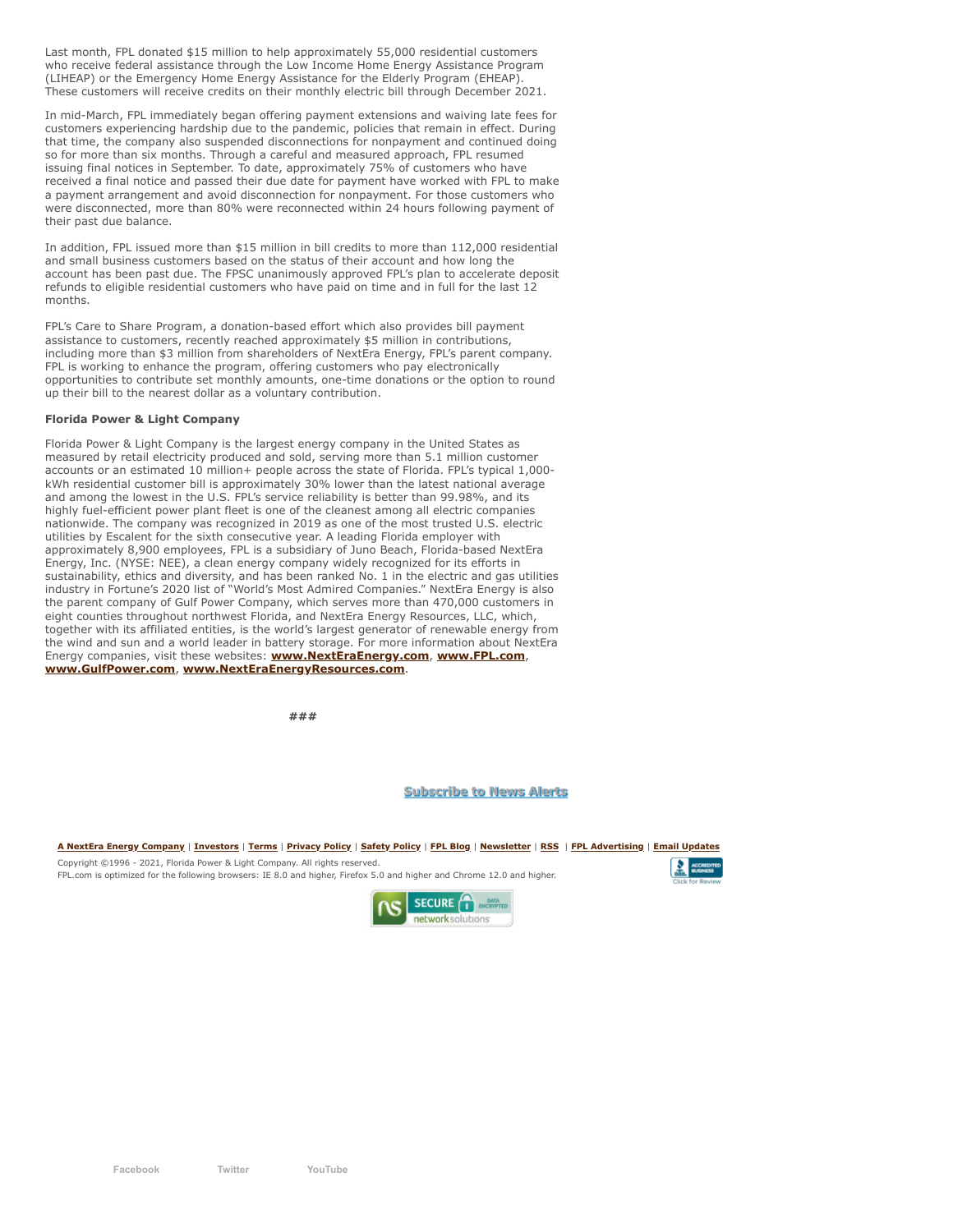Last month, FPL donated $15 million to help approximately 55,000 residential customers who receive federal assistance through the Low Income Home Energy Assistance Program (LIHEAP) or the Emergency Home Energy Assistance for the Elderly Program (EHEAP). These customers will receive credits on their monthly electric bill through December 2021.

In mid-March, FPL immediately began offering payment extensions and waiving late fees for customers experiencing hardship due to the pandemic, policies that remain in effect. During that time, the company also suspended disconnections for nonpayment and continued doing so for more than six months. Through a careful and measured approach, FPL resumed issuing final notices in September. To date, approximately 75% of customers who have received a final notice and passed their due date for payment have worked with FPL to make a payment arrangement and avoid disconnection for nonpayment. For those customers who were disconnected, more than 80% were reconnected within 24 hours following payment of their past due balance.

In addition, FPL issued more than $15 million in bill credits to more than 112,000 residential and small business customers based on the status of their account and how long the account has been past due. The FPSC unanimously approved FPL's plan to accelerate deposit refunds to eligible residential customers who have paid on time and in full for the last 12 months.

FPL's Care to Share Program, a donation-based effort which also provides bill payment assistance to customers, recently reached approximately $5 million in contributions, including more than $3 million from shareholders of NextEra Energy, FPL's parent company. FPL is working to enhance the program, offering customers who pay electronically opportunities to contribute set monthly amounts, one-time donations or the option to round up their bill to the nearest dollar as a voluntary contribution.

**Florida Power & Light Company**

Florida Power & Light Company is the largest energy company in the United States as measured by retail electricity produced and sold, serving more than 5.1 million customer accounts or an estimated 10 million+ people across the state of Florida. FPL's typical 1,000-kWh residential customer bill is approximately 30% lower than the latest national average and among the lowest in the U.S. FPL's service reliability is better than 99.98%, and its highly fuel-efficient power plant fleet is one of the cleanest among all electric companies nationwide. The company was recognized in 2019 as one of the most trusted U.S. electric utilities by Escalent for the sixth consecutive year. A leading Florida employer with approximately 8,900 employees, FPL is a subsidiary of Juno Beach, Florida-based NextEra Energy, Inc. (NYSE: NEE), a clean energy company widely recognized for its efforts in sustainability, ethics and diversity, and has been ranked No. 1 in the electric and gas utilities industry in Fortune's 2020 list of "World's Most Admired Companies." NextEra Energy is also the parent company of Gulf Power Company, which serves more than 470,000 customers in eight counties throughout northwest Florida, and NextEra Energy Resources, LLC, which, together with its affiliated entities, is the world's largest generator of renewable energy from the wind and sun and a world leader in battery storage. For more information about NextEra Energy companies, visit these websites: **www.NextEraEnergy.com**, **www.FPL.com**, **www.GulfPower.com**, **www.NextEraEnergyResources.com**.

###

Subscribe to News Alerts

A NextEra Energy Company | Investors | Terms | Privacy Policy | Safety Policy | FPL Blog | Newsletter | RSS | FPL Advertising | Email Updates

Copyright ©1996 - 2021, Florida Power & Light Company. All rights reserved.
FPL.com is optimized for the following browsers: IE 8.0 and higher, Firefox 5.0 and higher and Chrome 12.0 and higher.

Facebook Twitter YouTube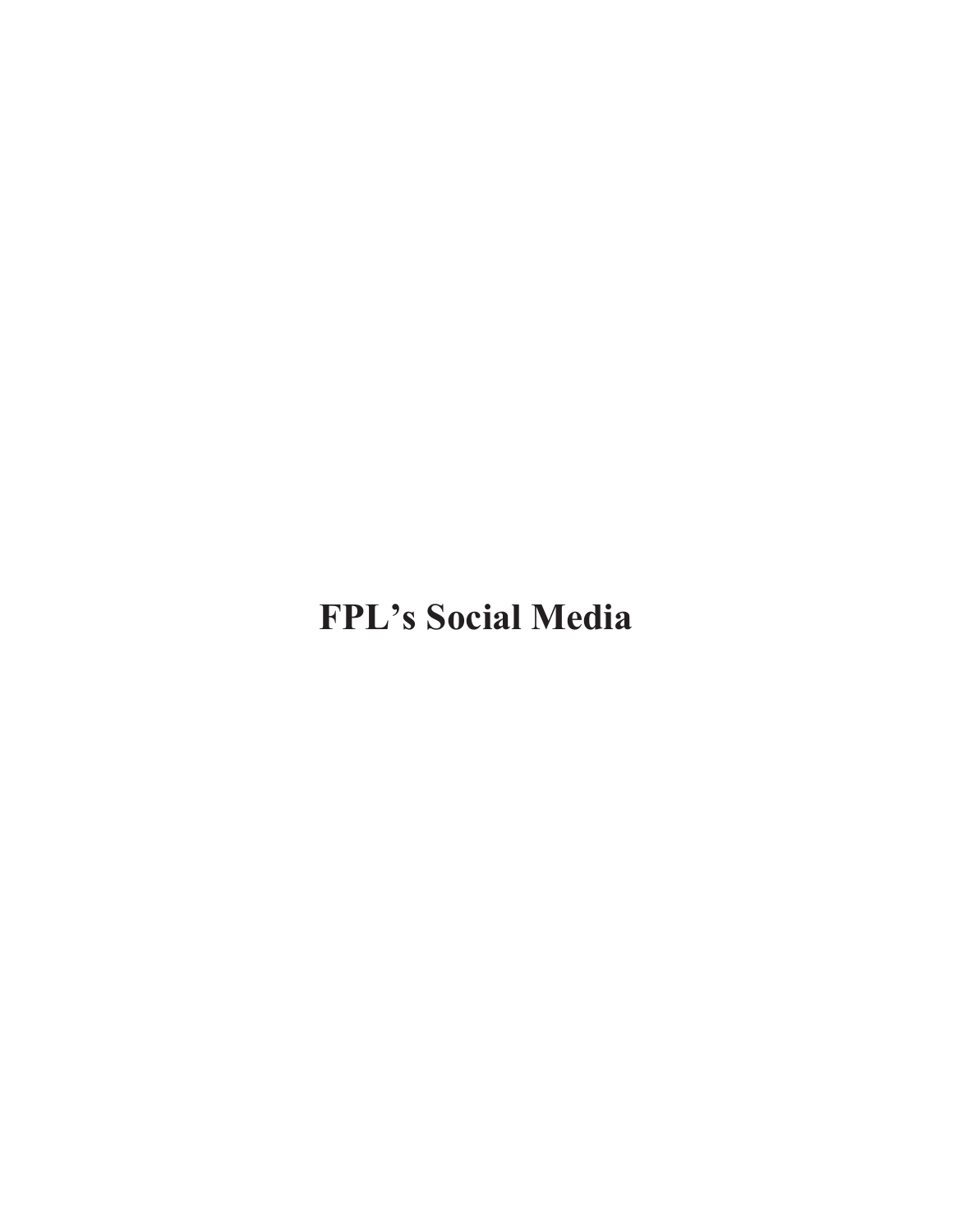# FPL's Social Media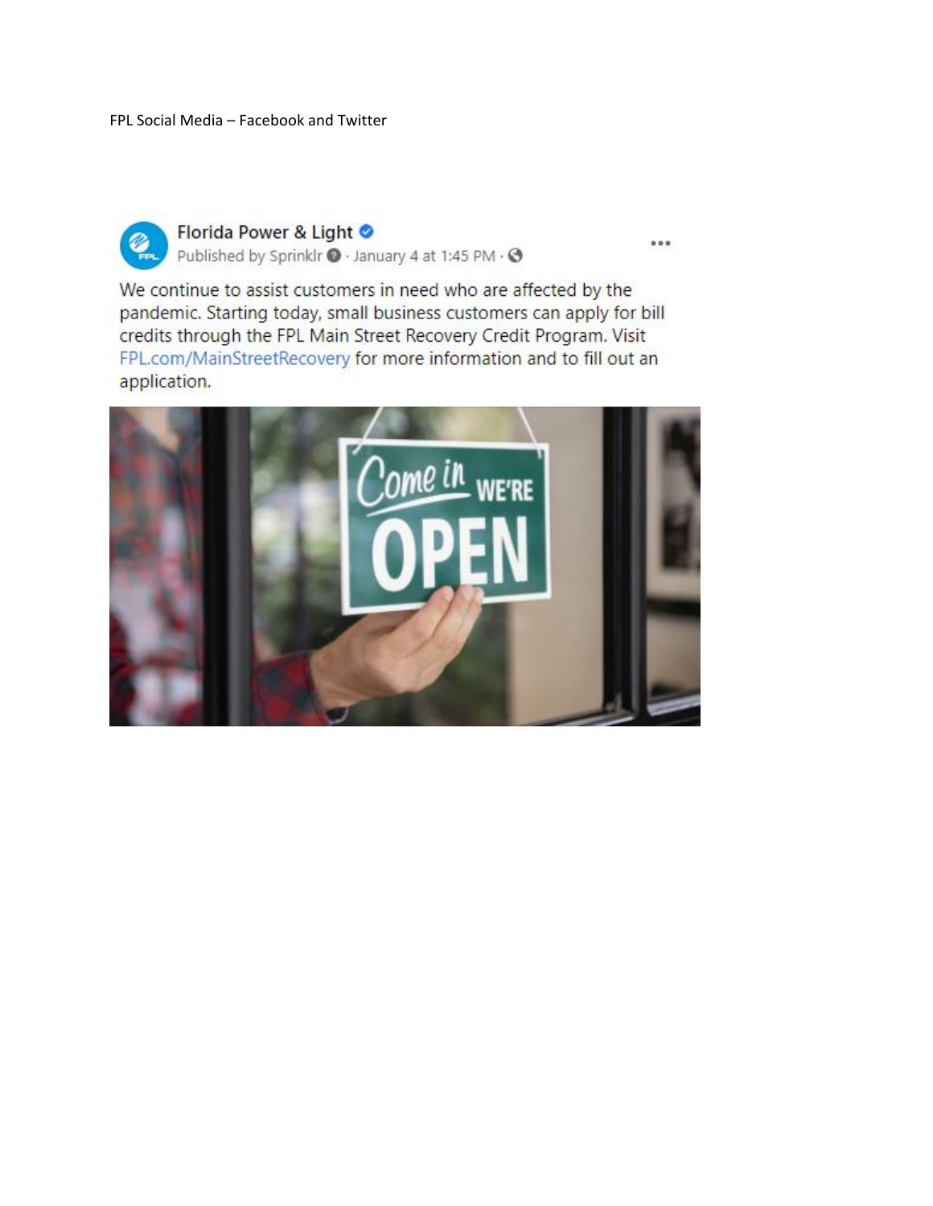FPL Social Media – Facebook and Twitter

Florida Power & Light

Published by Sprinklr · January 4 at 1:45 PM ·

We continue to assist customers in need who are affected by the pandemic. Starting today, small business customers can apply for bill credits through the FPL Main Street Recovery Credit Program. Visit FPL.com/MainStreetRecovery for more information and to fill out an application.